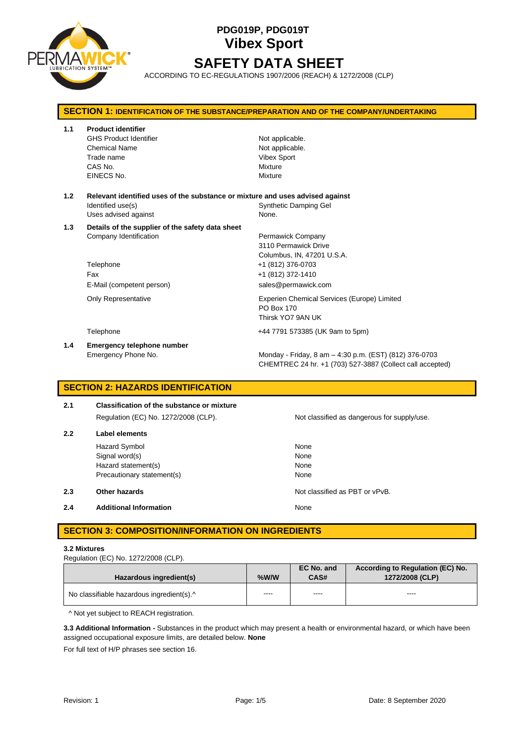# PDG019P, PDG019T
# Vibex Sport
# SAFETY DATA SHEET

ACCORDING TO EC-REGULATIONS 1907/2006 (REACH) & 1272/2008 (CLP)

## SECTION 1: IDENTIFICATION OF THE SUBSTANCE/PREPARATION AND OF THE COMPANY/UNDERTAKING

**1.1 Product identifier**

| | |
|---|---|
| GHS Product Identifier | Not applicable. |
| Chemical Name | Not applicable. |
| Trade name | Vibex Sport |
| CAS No. | Mixture |
| EINECS No. | Mixture |

**1.2 Relevant identified uses of the substance or mixture and uses advised against**

| | |
|---|---|
| Identified use(s) | Synthetic Damping Gel |
| Uses advised against | None. |

**1.3 Details of the supplier of the safety data sheet**

| | |
|---|---|
| Company Identification | Permawick Company<br>3110 Permawick Drive<br>Columbus, IN, 47201 U.S.A. |
| Telephone | +1 (812) 376-0703 |
| Fax | +1 (812) 372-1410 |
| E-Mail (competent person) | sales@permawick.com |
| Only Representative | Experien Chemical Services (Europe) Limited<br>PO Box 170<br>Thirsk YO7 9AN UK |
| Telephone | +44 7791 573385 (UK 9am to 5pm) |

**1.4 Emergency telephone number**

| | |
|---|---|
| Emergency Phone No. | Monday - Friday, 8 am – 4:30 p.m. (EST) (812) 376-0703<br>CHEMTREC 24 hr. +1 (703) 527-3887 (Collect call accepted) |

## SECTION 2: HAZARDS IDENTIFICATION

**2.1 Classification of the substance or mixture**

| | |
|---|---|
| Regulation (EC) No. 1272/2008 (CLP). | Not classified as dangerous for supply/use. |

**2.2 Label elements**

| | |
|---|---|
| Hazard Symbol | None |
| Signal word(s) | None |
| Hazard statement(s) | None |
| Precautionary statement(s) | None |

**2.3 Other hazards** — Not classified as PBT or vPvB.

**2.4 Additional Information** — None

## SECTION 3: COMPOSITION/INFORMATION ON INGREDIENTS

**3.2 Mixtures**

Regulation (EC) No. 1272/2008 (CLP).

| Hazardous ingredient(s) | %W/W | EC No. and CAS# | According to Regulation (EC) No. 1272/2008 (CLP) |
|---|---|---|---|
| No classifiable hazardous ingredient(s).^ | ---- | ---- | ---- |

^ Not yet subject to REACH registration.

**3.3 Additional Information -** Substances in the product which may present a health or environmental hazard, or which have been assigned occupational exposure limits, are detailed below. **None**

For full text of H/P phrases see section 16.

Revision: 1 Date: 8 September 2020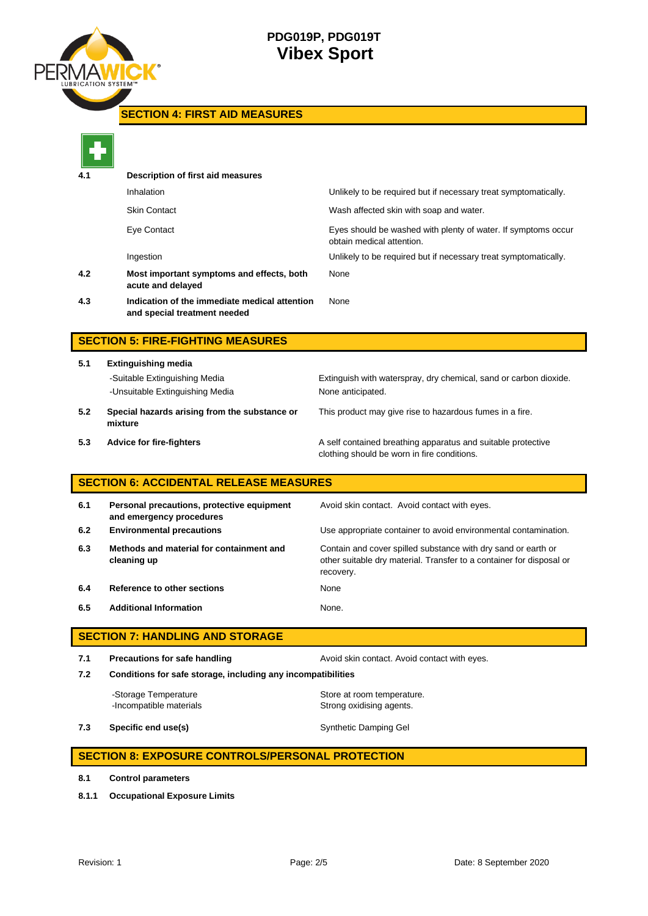## SECTION 4: FIRST AID MEASURES

| | | |
|---|---|---|
| **4.1** | **Description of first aid measures** | |
| | Inhalation | Unlikely to be required but if necessary treat symptomatically. |
| | Skin Contact | Wash affected skin with soap and water. |
| | Eye Contact | Eyes should be washed with plenty of water. If symptoms occur obtain medical attention. |
| | Ingestion | Unlikely to be required but if necessary treat symptomatically. |
| **4.2** | **Most important symptoms and effects, both acute and delayed** | None |
| **4.3** | **Indication of the immediate medical attention and special treatment needed** | None |

## SECTION 5: FIRE-FIGHTING MEASURES

| | | |
|---|---|---|
| **5.1** | **Extinguishing media** | |
| | -Suitable Extinguishing Media | Extinguish with waterspray, dry chemical, sand or carbon dioxide. |
| | -Unsuitable Extinguishing Media | None anticipated. |
| **5.2** | **Special hazards arising from the substance or mixture** | This product may give rise to hazardous fumes in a fire. |
| **5.3** | **Advice for fire-fighters** | A self contained breathing apparatus and suitable protective clothing should be worn in fire conditions. |

## SECTION 6: ACCIDENTAL RELEASE MEASURES

| | | |
|---|---|---|
| **6.1** | **Personal precautions, protective equipment and emergency procedures** | Avoid skin contact. Avoid contact with eyes. |
| **6.2** | **Environmental precautions** | Use appropriate container to avoid environmental contamination. |
| **6.3** | **Methods and material for containment and cleaning up** | Contain and cover spilled substance with dry sand or earth or other suitable dry material. Transfer to a container for disposal or recovery. |
| **6.4** | **Reference to other sections** | None |
| **6.5** | **Additional Information** | None. |

## SECTION 7: HANDLING AND STORAGE

| | | |
|---|---|---|
| **7.1** | **Precautions for safe handling** | Avoid skin contact. Avoid contact with eyes. |
| **7.2** | **Conditions for safe storage, including any incompatibilities** | |
| | -Storage Temperature | Store at room temperature. |
| | -Incompatible materials | Strong oxidising agents. |
| **7.3** | **Specific end use(s)** | Synthetic Damping Gel |

## SECTION 8: EXPOSURE CONTROLS/PERSONAL PROTECTION

**8.1** **Control parameters**

**8.1.1** **Occupational Exposure Limits**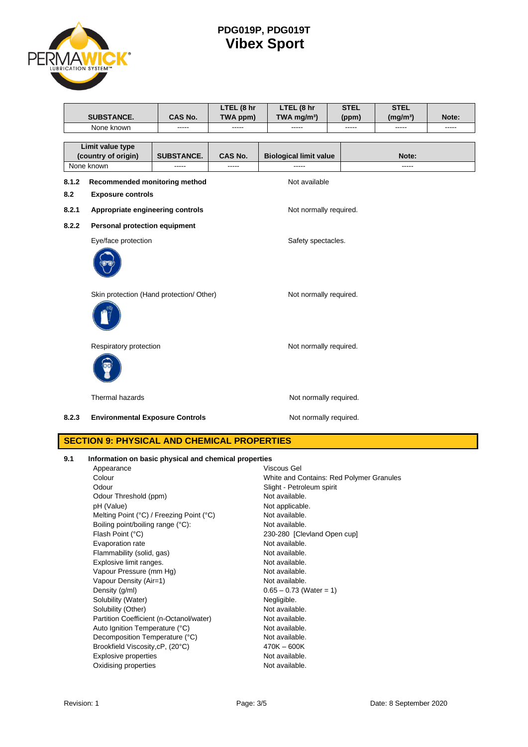| SUBSTANCE. | CAS No. | LTEL (8 hr TWA ppm) | LTEL (8 hr TWA mg/m³) | STEL (ppm) | STEL (mg/m³) | Note: |
|---|---|---|---|---|---|---|
| None known | ----- | ----- | ----- | ----- | ----- | ----- |

| Limit value type (country of origin) | SUBSTANCE. | CAS No. | Biological limit value | Note: |
|---|---|---|---|---|
| None known | ----- | ----- | ----- | ----- |

**8.1.2 Recommended monitoring method** — Not available

**8.2 Exposure controls**

**8.2.1 Appropriate engineering controls** — Not normally required.

**8.2.2 Personal protection equipment**

Eye/face protection — Safety spectacles.

Skin protection (Hand protection/ Other) — Not normally required.

Respiratory protection — Not normally required.

Thermal hazards — Not normally required.

**8.2.3 Environmental Exposure Controls** — Not normally required.

## SECTION 9: PHYSICAL AND CHEMICAL PROPERTIES

**9.1 Information on basic physical and chemical properties**

| Property | Value |
|---|---|
| Appearance | Viscous Gel |
| Colour | White and Contains: Red Polymer Granules |
| Odour | Slight - Petroleum spirit |
| Odour Threshold (ppm) | Not available. |
| pH (Value) | Not applicable. |
| Melting Point (°C) / Freezing Point (°C) | Not available. |
| Boiling point/boiling range (°C): | Not available. |
| Flash Point (°C) | 230-280 [Clevland Open cup] |
| Evaporation rate | Not available. |
| Flammability (solid, gas) | Not available. |
| Explosive limit ranges. | Not available. |
| Vapour Pressure (mm Hg) | Not available. |
| Vapour Density (Air=1) | Not available. |
| Density (g/ml) | 0.65 – 0.73 (Water = 1) |
| Solubility (Water) | Negligible. |
| Solubility (Other) | Not available. |
| Partition Coefficient (n-Octanol/water) | Not available. |
| Auto Ignition Temperature (°C) | Not available. |
| Decomposition Temperature (°C) | Not available. |
| Brookfield Viscosity,cP, (20°C) | 470K – 600K |
| Explosive properties | Not available. |
| Oxidising properties | Not available. |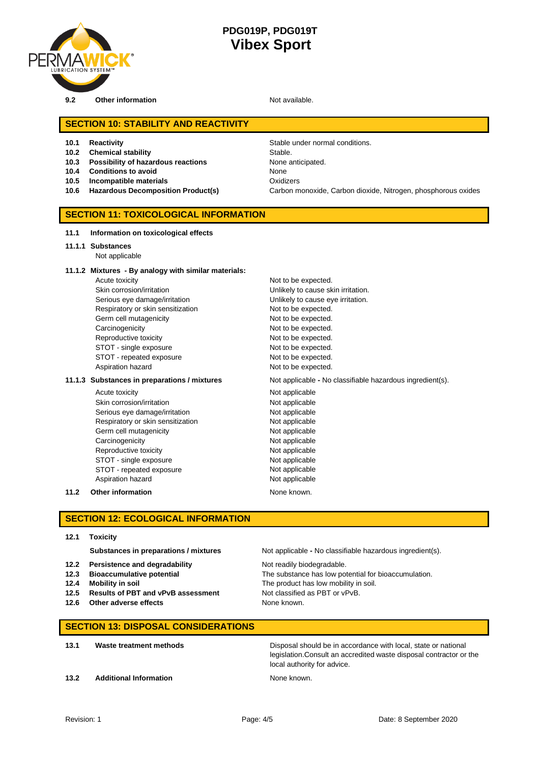**9.2 Other information** — Not available.

## SECTION 10: STABILITY AND REACTIVITY

| | | |
|---|---|---|
| 10.1 | **Reactivity** | Stable under normal conditions. |
| 10.2 | **Chemical stability** | Stable. |
| 10.3 | **Possibility of hazardous reactions** | None anticipated. |
| 10.4 | **Conditions to avoid** | None |
| 10.5 | **Incompatible materials** | Oxidizers |
| 10.6 | **Hazardous Decomposition Product(s)** | Carbon monoxide, Carbon dioxide, Nitrogen, phosphorous oxides |

## SECTION 11: TOXICOLOGICAL INFORMATION

**11.1 Information on toxicological effects**

**11.1.1 Substances**

Not applicable

**11.1.2 Mixtures - By analogy with similar materials:**

| | |
|---|---|
| Acute toxicity | Not to be expected. |
| Skin corrosion/irritation | Unlikely to cause skin irritation. |
| Serious eye damage/irritation | Unlikely to cause eye irritation. |
| Respiratory or skin sensitization | Not to be expected. |
| Germ cell mutagenicity | Not to be expected. |
| Carcinogenicity | Not to be expected. |
| Reproductive toxicity | Not to be expected. |
| STOT - single exposure | Not to be expected. |
| STOT - repeated exposure | Not to be expected. |
| Aspiration hazard | Not to be expected. |

**11.1.3 Substances in preparations / mixtures** — Not applicable **-** No classifiable hazardous ingredient(s).

| | |
|---|---|
| Acute toxicity | Not applicable |
| Skin corrosion/irritation | Not applicable |
| Serious eye damage/irritation | Not applicable |
| Respiratory or skin sensitization | Not applicable |
| Germ cell mutagenicity | Not applicable |
| Carcinogenicity | Not applicable |
| Reproductive toxicity | Not applicable |
| STOT - single exposure | Not applicable |
| STOT - repeated exposure | Not applicable |
| Aspiration hazard | Not applicable |

**11.2 Other information** — None known.

## SECTION 12: ECOLOGICAL INFORMATION

**12.1 Toxicity**

**Substances in preparations / mixtures** — Not applicable **-** No classifiable hazardous ingredient(s).

| | | |
|---|---|---|
| 12.2 | **Persistence and degradability** | Not readily biodegradable. |
| 12.3 | **Bioaccumulative potential** | The substance has low potential for bioaccumulation. |
| 12.4 | **Mobility in soil** | The product has low mobility in soil. |
| 12.5 | **Results of PBT and vPvB assessment** | Not classified as PBT or vPvB. |
| 12.6 | **Other adverse effects** | None known. |

## SECTION 13: DISPOSAL CONSIDERATIONS

| | | |
|---|---|---|
| 13.1 | **Waste treatment methods** | Disposal should be in accordance with local, state or national legislation.Consult an accredited waste disposal contractor or the local authority for advice. |
| 13.2 | **Additional Information** | None known. |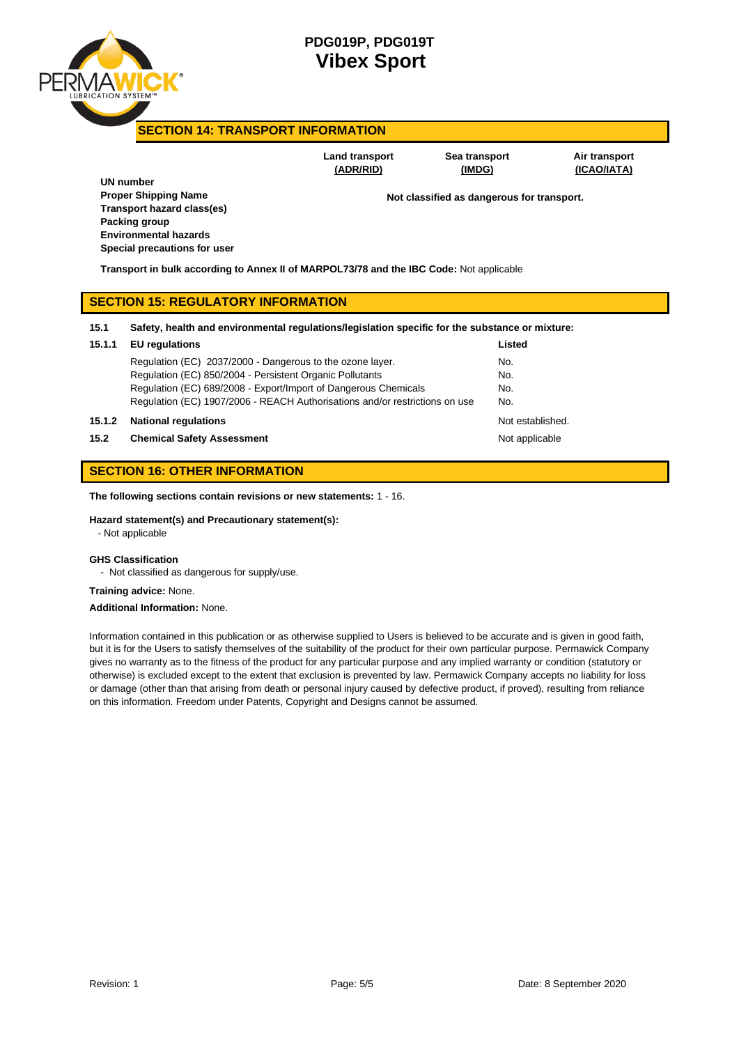## SECTION 14: TRANSPORT INFORMATION

| | Land transport (ADR/RID) | Sea transport (IMDG) | Air transport (ICAO/IATA) |
|---|---|---|---|
| **UN number** | | | |
| **Proper Shipping Name** | Not classified as dangerous for transport. | | |
| **Transport hazard class(es)** | | | |
| **Packing group** | | | |
| **Environmental hazards** | | | |
| **Special precautions for user** | | | |

**Transport in bulk according to Annex II of MARPOL73/78 and the IBC Code:** Not applicable

## SECTION 15: REGULATORY INFORMATION

**15.1 Safety, health and environmental regulations/legislation specific for the substance or mixture:**

| | | Listed |
|---|---|---|
| **15.1.1** | **EU regulations** | |
| | Regulation (EC) 2037/2000 - Dangerous to the ozone layer. | No. |
| | Regulation (EC) 850/2004 - Persistent Organic Pollutants | No. |
| | Regulation (EC) 689/2008 - Export/Import of Dangerous Chemicals | No. |
| | Regulation (EC) 1907/2006 - REACH Authorisations and/or restrictions on use | No. |
| **15.1.2** | **National regulations** | Not established. |
| **15.2** | **Chemical Safety Assessment** | Not applicable |

## SECTION 16: OTHER INFORMATION

**The following sections contain revisions or new statements:** 1 - 16.

**Hazard statement(s) and Precautionary statement(s):**
- Not applicable

**GHS Classification**
- Not classified as dangerous for supply/use.

**Training advice:** None.

**Additional Information:** None.

Information contained in this publication or as otherwise supplied to Users is believed to be accurate and is given in good faith, but it is for the Users to satisfy themselves of the suitability of the product for their own particular purpose. Permawick Company gives no warranty as to the fitness of the product for any particular purpose and any implied warranty or condition (statutory or otherwise) is excluded except to the extent that exclusion is prevented by law. Permawick Company accepts no liability for loss or damage (other than that arising from death or personal injury caused by defective product, if proved), resulting from reliance on this information. Freedom under Patents, Copyright and Designs cannot be assumed.